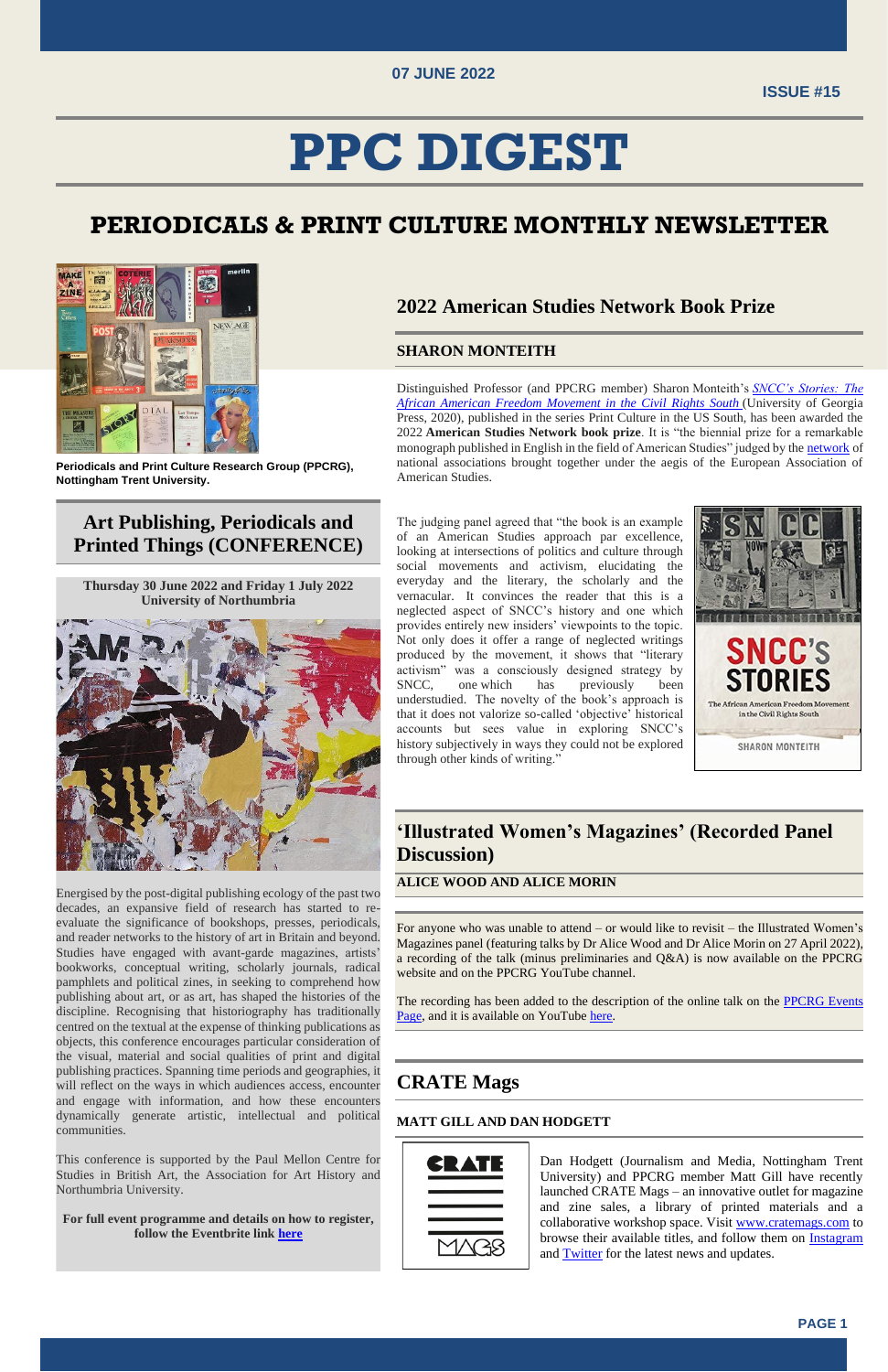07 JUNE 2022

ISSUE #15

# PPC DIGEST

## PERIODICALS & PRINT CULTURE MONTHLY NEWSLETTER

**Periodicals and Print Culture Research Group (PPCRG), Nottingham Trent University.**

## Art Publishing, Periodicals and Printed Things (CONFERENCE)

**Thursday 30 June 2022 and Friday 1 July 2022**
**University of Northumbria**

Energised by the post-digital publishing ecology of the past two decades, an expansive field of research has started to re-evaluate the significance of bookshops, presses, periodicals, and reader networks to the history of art in Britain and beyond. Studies have engaged with avant-garde magazines, artists' bookworks, conceptual writing, scholarly journals, radical pamphlets and political zines, in seeking to comprehend how publishing about art, or as art, has shaped the histories of the discipline. Recognising that historiography has traditionally centred on the textual at the expense of thinking publications as objects, this conference encourages particular consideration of the visual, material and social qualities of print and digital publishing practices. Spanning time periods and geographies, it will reflect on the ways in which audiences access, encounter and engage with information, and how these encounters dynamically generate artistic, intellectual and political communities.

This conference is supported by the Paul Mellon Centre for Studies in British Art, the Association for Art History and Northumbria University.

**For full event programme and details on how to register, follow the Eventbrite link here**

## 2022 American Studies Network Book Prize

### SHARON MONTEITH

Distinguished Professor (and PPCRG member) Sharon Monteith's *SNCC's Stories: The African American Freedom Movement in the Civil Rights South* (University of Georgia Press, 2020), published in the series Print Culture in the US South, has been awarded the 2022 **American Studies Network book prize**. It is "the biennial prize for a remarkable monograph published in English in the field of American Studies" judged by the network of national associations brought together under the aegis of the European Association of American Studies.

The judging panel agreed that "the book is an example of an American Studies approach par excellence, looking at intersections of politics and culture through social movements and activism, elucidating the everyday and the literary, the scholarly and the vernacular. It convinces the reader that this is a neglected aspect of SNCC's history and one which provides entirely new insiders' viewpoints to the topic. Not only does it offer a range of neglected writings produced by the movement, it shows that "literary activism" was a consciously designed strategy by SNCC, one which has previously been understudied. The novelty of the book's approach is that it does not valorize so-called 'objective' historical accounts but sees value in exploring SNCC's history subjectively in ways they could not be explored through other kinds of writing."

## 'Illustrated Women's Magazines' (Recorded Panel Discussion)

### ALICE WOOD AND ALICE MORIN

For anyone who was unable to attend – or would like to revisit – the Illustrated Women's Magazines panel (featuring talks by Dr Alice Wood and Dr Alice Morin on 27 April 2022), a recording of the talk (minus preliminaries and Q&A) is now available on the PPCRG website and on the PPCRG YouTube channel.

The recording has been added to the description of the online talk on the PPCRG Events Page, and it is available on YouTube here.

## CRATE Mags

### MATT GILL AND DAN HODGETT

Dan Hodgett (Journalism and Media, Nottingham Trent University) and PPCRG member Matt Gill have recently launched CRATE Mags – an innovative outlet for magazine and zine sales, a library of printed materials and a collaborative workshop space. Visit www.cratemags.com to browse their available titles, and follow them on Instagram and Twitter for the latest news and updates.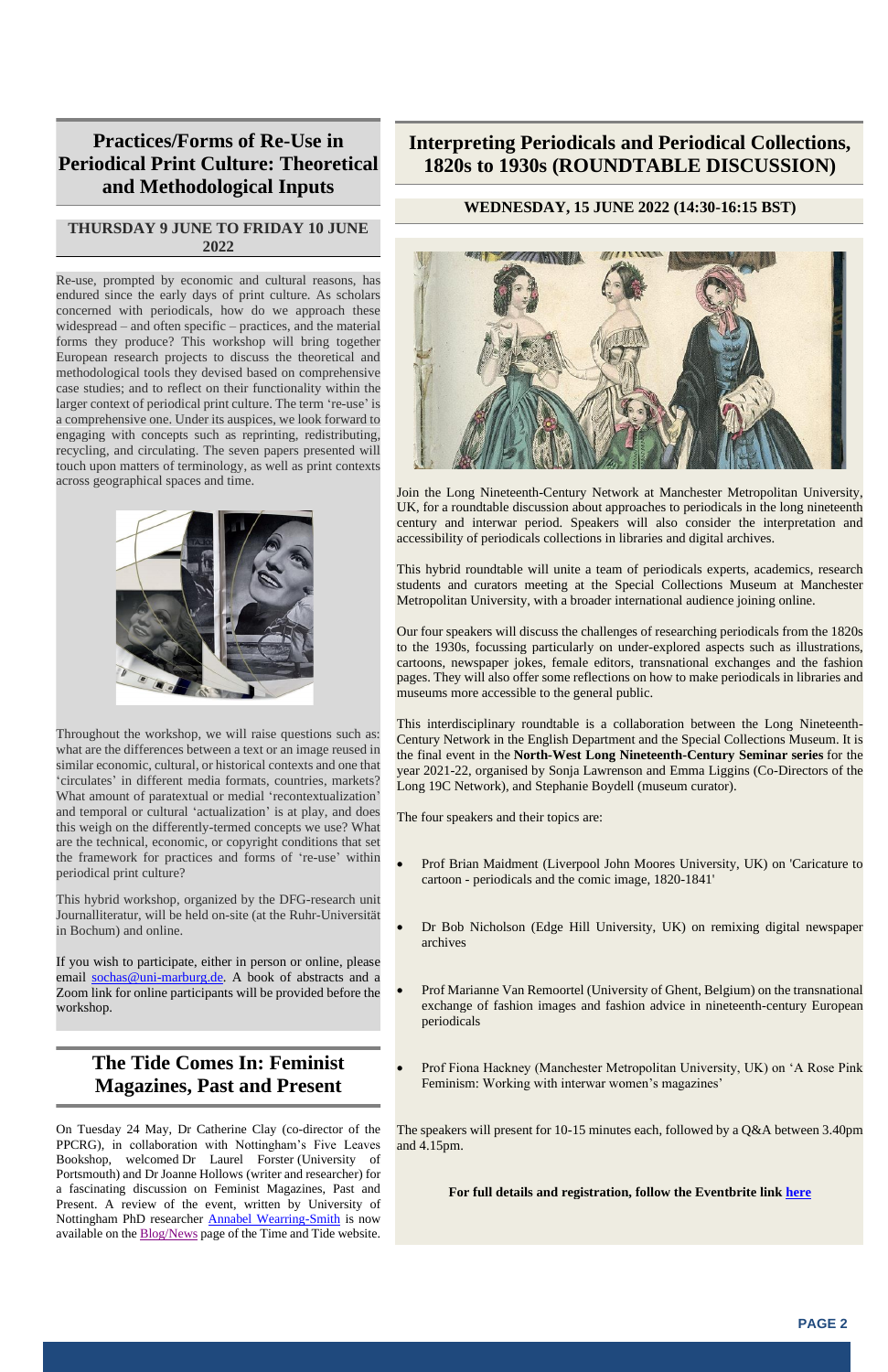## Practices/Forms of Re-Use in Periodical Print Culture: Theoretical and Methodological Inputs

### THURSDAY 9 JUNE TO FRIDAY 10 JUNE 2022

Re-use, prompted by economic and cultural reasons, has endured since the early days of print culture. As scholars concerned with periodicals, how do we approach these widespread – and often specific – practices, and the material forms they produce? This workshop will bring together European research projects to discuss the theoretical and methodological tools they devised based on comprehensive case studies; and to reflect on their functionality within the larger context of periodical print culture. The term 're-use' is a comprehensive one. Under its auspices, we look forward to engaging with concepts such as reprinting, redistributing, recycling, and circulating. The seven papers presented will touch upon matters of terminology, as well as print contexts across geographical spaces and time.

Throughout the workshop, we will raise questions such as: what are the differences between a text or an image reused in similar economic, cultural, or historical contexts and one that 'circulates' in different media formats, countries, markets? What amount of paratextual or medial 'recontextualization' and temporal or cultural 'actualization' is at play, and does this weigh on the differently-termed concepts we use? What are the technical, economic, or copyright conditions that set the framework for practices and forms of 're-use' within periodical print culture?

This hybrid workshop, organized by the DFG-research unit Journalliteratur, will be held on-site (at the Ruhr-Universität in Bochum) and online.

If you wish to participate, either in person or online, please email sochas@uni-marburg.de. A book of abstracts and a Zoom link for online participants will be provided before the workshop.

## The Tide Comes In: Feminist Magazines, Past and Present

On Tuesday 24 May, Dr Catherine Clay (co-director of the PPCRG), in collaboration with Nottingham's Five Leaves Bookshop, welcomed Dr Laurel Forster (University of Portsmouth) and Dr Joanne Hollows (writer and researcher) for a fascinating discussion on Feminist Magazines, Past and Present. A review of the event, written by University of Nottingham PhD researcher Annabel Wearring-Smith is now available on the Blog/News page of the Time and Tide website.

## Interpreting Periodicals and Periodical Collections, 1820s to 1930s (ROUNDTABLE DISCUSSION)

### WEDNESDAY, 15 JUNE 2022 (14:30-16:15 BST)

Join the Long Nineteenth-Century Network at Manchester Metropolitan University, UK, for a roundtable discussion about approaches to periodicals in the long nineteenth century and interwar period. Speakers will also consider the interpretation and accessibility of periodicals collections in libraries and digital archives.

This hybrid roundtable will unite a team of periodicals experts, academics, research students and curators meeting at the Special Collections Museum at Manchester Metropolitan University, with a broader international audience joining online.

Our four speakers will discuss the challenges of researching periodicals from the 1820s to the 1930s, focussing particularly on under-explored aspects such as illustrations, cartoons, newspaper jokes, female editors, transnational exchanges and the fashion pages. They will also offer some reflections on how to make periodicals in libraries and museums more accessible to the general public.

This interdisciplinary roundtable is a collaboration between the Long Nineteenth-Century Network in the English Department and the Special Collections Museum. It is the final event in the **North-West Long Nineteenth-Century Seminar series** for the year 2021-22, organised by Sonja Lawrenson and Emma Liggins (Co-Directors of the Long 19C Network), and Stephanie Boydell (museum curator).

The four speakers and their topics are:

- Prof Brian Maidment (Liverpool John Moores University, UK) on 'Caricature to cartoon - periodicals and the comic image, 1820-1841'
- Dr Bob Nicholson (Edge Hill University, UK) on remixing digital newspaper archives
- Prof Marianne Van Remoortel (University of Ghent, Belgium) on the transnational exchange of fashion images and fashion advice in nineteenth-century European periodicals
- Prof Fiona Hackney (Manchester Metropolitan University, UK) on 'A Rose Pink Feminism: Working with interwar women's magazines'

The speakers will present for 10-15 minutes each, followed by a Q&A between 3.40pm and 4.15pm.

**For full details and registration, follow the Eventbrite link here**